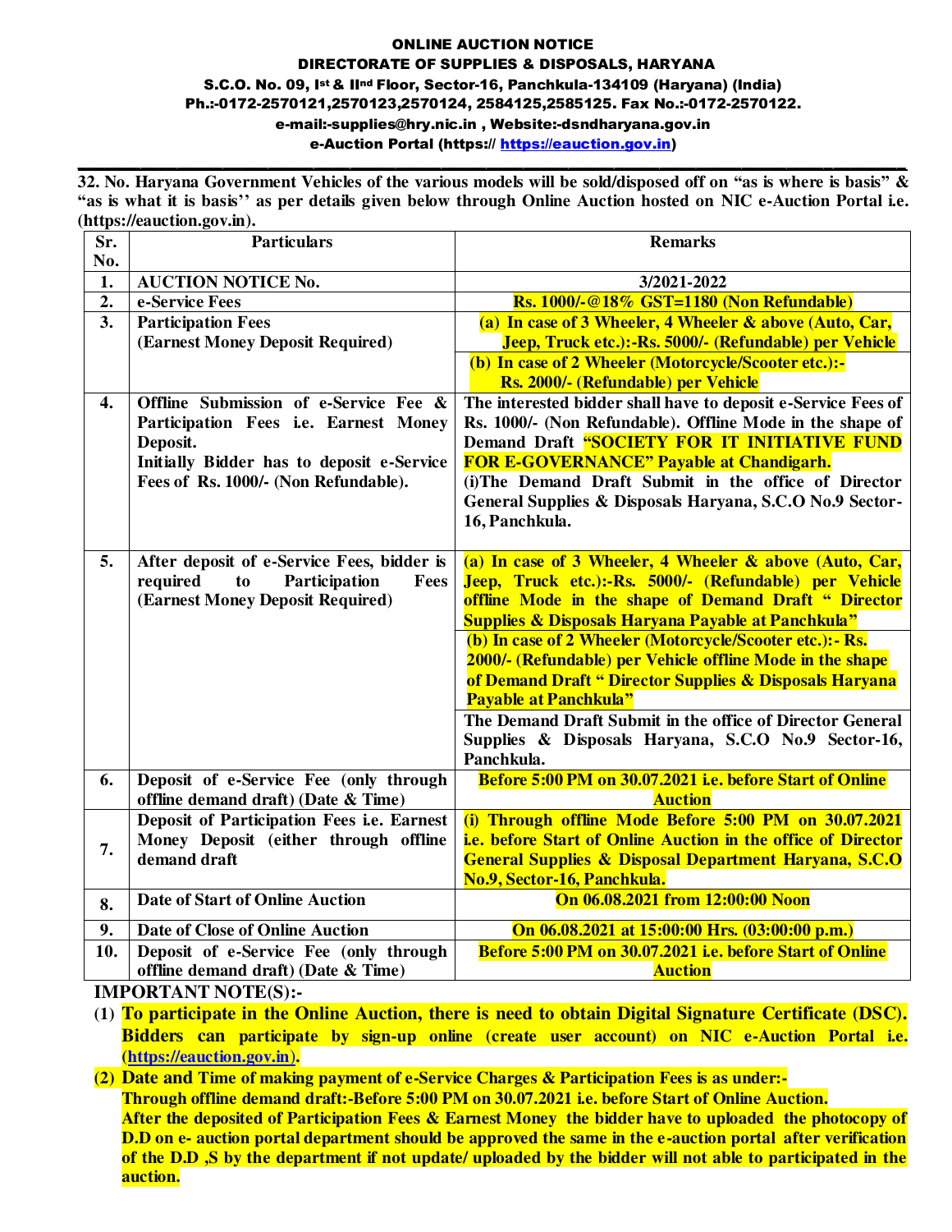# ONLINE AUCTION NOTICE

## DIRECTORATE OF SUPPLIES & DISPOSALS, HARYANA

**S.C.O. No. 09, Ist & IInd Floor, Sector-16, Panchkula-134109 (Haryana) (India)**
**Ph.:-0172-2570121,2570123,2570124, 2584125,2585125. Fax No.:-0172-2570122.**
**e-mail:-supplies@hry.nic.in , Website:-dsndharyana.gov.in**
**e-Auction Portal (https:// https://eauction.gov.in)**

---

**32. No. Haryana Government Vehicles of the various models will be sold/disposed off on "as is where is basis" & "as is what it is basis'' as per details given below through Online Auction hosted on NIC e-Auction Portal i.e. (https://eauction.gov.in).**

| Sr. No. | Particulars | Remarks |
|---|---|---|
| 1. | **AUCTION NOTICE No.** | **3/2021-2022** |
| 2. | **e-Service Fees** | **Rs. 1000/-@18% GST=1180 (Non Refundable)** |
| 3. | **Participation Fees (Earnest Money Deposit Required)** | **(a) In case of 3 Wheeler, 4 Wheeler & above (Auto, Car, Jeep, Truck etc.):-Rs. 5000/- (Refundable) per Vehicle** |
| | | **(b) In case of 2 Wheeler (Motorcycle/Scooter etc.):- Rs. 2000/- (Refundable) per Vehicle** |
| 4. | **Offline Submission of e-Service Fee & Participation Fees i.e. Earnest Money Deposit. Initially Bidder has to deposit e-Service Fees of Rs. 1000/- (Non Refundable).** | **The interested bidder shall have to deposit e-Service Fees of Rs. 1000/- (Non Refundable). Offline Mode in the shape of Demand Draft "SOCIETY FOR IT INITIATIVE FUND FOR E-GOVERNANCE" Payable at Chandigarh. (i)The Demand Draft Submit in the office of Director General Supplies & Disposals Haryana, S.C.O No.9 Sector-16, Panchkula.** |
| 5. | **After deposit of e-Service Fees, bidder is required to Participation Fees (Earnest Money Deposit Required)** | **(a) In case of 3 Wheeler, 4 Wheeler & above (Auto, Car, Jeep, Truck etc.):-Rs. 5000/- (Refundable) per Vehicle offline Mode in the shape of Demand Draft " Director Supplies & Disposals Haryana Payable at Panchkula"** |
| | | **(b) In case of 2 Wheeler (Motorcycle/Scooter etc.):- Rs. 2000/- (Refundable) per Vehicle offline Mode in the shape of Demand Draft " Director Supplies & Disposals Haryana Payable at Panchkula"** |
| | | **The Demand Draft Submit in the office of Director General Supplies & Disposals Haryana, S.C.O No.9 Sector-16, Panchkula.** |
| 6. | **Deposit of e-Service Fee (only through offline demand draft) (Date & Time)** | **Before 5:00 PM on 30.07.2021 i.e. before Start of Online Auction** |
| 7. | **Deposit of Participation Fees i.e. Earnest Money Deposit (either through offline demand draft** | **(i) Through offline Mode Before 5:00 PM on 30.07.2021 i.e. before Start of Online Auction in the office of Director General Supplies & Disposal Department Haryana, S.C.O No.9, Sector-16, Panchkula.** |
| 8. | **Date of Start of Online Auction** | **On 06.08.2021 from 12:00:00 Noon** |
| 9. | **Date of Close of Online Auction** | **On 06.08.2021 at 15:00:00 Hrs. (03:00:00 p.m.)** |
| 10. | **Deposit of e-Service Fee (only through offline demand draft) (Date & Time)** | **Before 5:00 PM on 30.07.2021 i.e. before Start of Online Auction** |

**IMPORTANT NOTE(S):-**

1. **To participate in the Online Auction, there is need to obtain Digital Signature Certificate (DSC). Bidders can participate by sign-up online (create user account) on NIC e-Auction Portal i.e. (https://eauction.gov.in).**
2. **Date and Time of making payment of e-Service Charges & Participation Fees is as under:-**
   **Through offline demand draft:-Before 5:00 PM on 30.07.2021 i.e. before Start of Online Auction.**
   **After the deposited of Participation Fees & Earnest Money the bidder have to uploaded the photocopy of D.D on e- auction portal department should be approved the same in the e-auction portal after verification of the D.D ,S by the department if not update/ uploaded by the bidder will not able to participated in the auction.**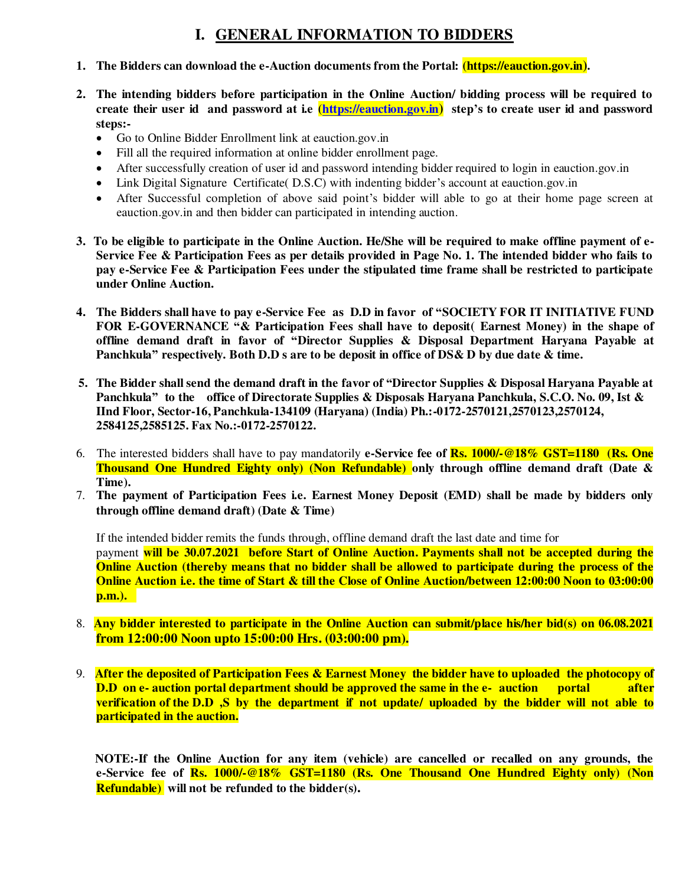# I. GENERAL INFORMATION TO BIDDERS

1. **The Bidders can download the e-Auction documents from the Portal: (https://eauction.gov.in).**

2. **The intending bidders before participation in the Online Auction/ bidding process will be required to create their user id and password at i.e (https://eauction.gov.in) step's to create user id and password steps:-**
   - Go to Online Bidder Enrollment link at eauction.gov.in
   - Fill all the required information at online bidder enrollment page.
   - After successfully creation of user id and password intending bidder required to login in eauction.gov.in
   - Link Digital Signature Certificate( D.S.C) with indenting bidder's account at eauction.gov.in
   - After Successful completion of above said point's bidder will able to go at their home page screen at eauction.gov.in and then bidder can participated in intending auction.

3. **To be eligible to participate in the Online Auction. He/She will be required to make offline payment of e-Service Fee & Participation Fees as per details provided in Page No. 1. The intended bidder who fails to pay e-Service Fee & Participation Fees under the stipulated time frame shall be restricted to participate under Online Auction.**

4. **The Bidders shall have to pay e-Service Fee as D.D in favor of "SOCIETY FOR IT INITIATIVE FUND FOR E-GOVERNANCE "& Participation Fees shall have to deposit( Earnest Money) in the shape of offline demand draft in favor of "Director Supplies & Disposal Department Haryana Payable at Panchkula" respectively. Both D.D s are to be deposit in office of DS& D by due date & time.**

5. **The Bidder shall send the demand draft in the favor of "Director Supplies & Disposal Haryana Payable at Panchkula" to the office of Directorate Supplies & Disposals Haryana Panchkula, S.C.O. No. 09, Ist & IInd Floor, Sector-16, Panchkula-134109 (Haryana) (India) Ph.:-0172-2570121,2570123,2570124, 2584125,2585125. Fax No.:-0172-2570122.**

6. The interested bidders shall have to pay mandatorily **e-Service fee of Rs. 1000/-@18% GST=1180 (Rs. One Thousand One Hundred Eighty only) (Non Refundable) only through offline demand draft (Date & Time).**

7. **The payment of Participation Fees i.e. Earnest Money Deposit (EMD) shall be made by bidders only through offline demand draft) (Date & Time)**

   If the intended bidder remits the funds through, offline demand draft the last date and time for payment **will be 30.07.2021 before Start of Online Auction. Payments shall not be accepted during the Online Auction (thereby means that no bidder shall be allowed to participate during the process of the Online Auction i.e. the time of Start & till the Close of Online Auction/between 12:00:00 Noon to 03:00:00 p.m.).**

8. **Any bidder interested to participate in the Online Auction can submit/place his/her bid(s) on 06.08.2021 from 12:00:00 Noon upto 15:00:00 Hrs. (03:00:00 pm).**

9. **After the deposited of Participation Fees & Earnest Money the bidder have to uploaded the photocopy of D.D on e- auction portal department should be approved the same in the e- auction portal after verification of the D.D ,S by the department if not update/ uploaded by the bidder will not able to participated in the auction.**

**NOTE:-If the Online Auction for any item (vehicle) are cancelled or recalled on any grounds, the e-Service fee of Rs. 1000/-@18% GST=1180 (Rs. One Thousand One Hundred Eighty only) (Non Refundable) will not be refunded to the bidder(s).**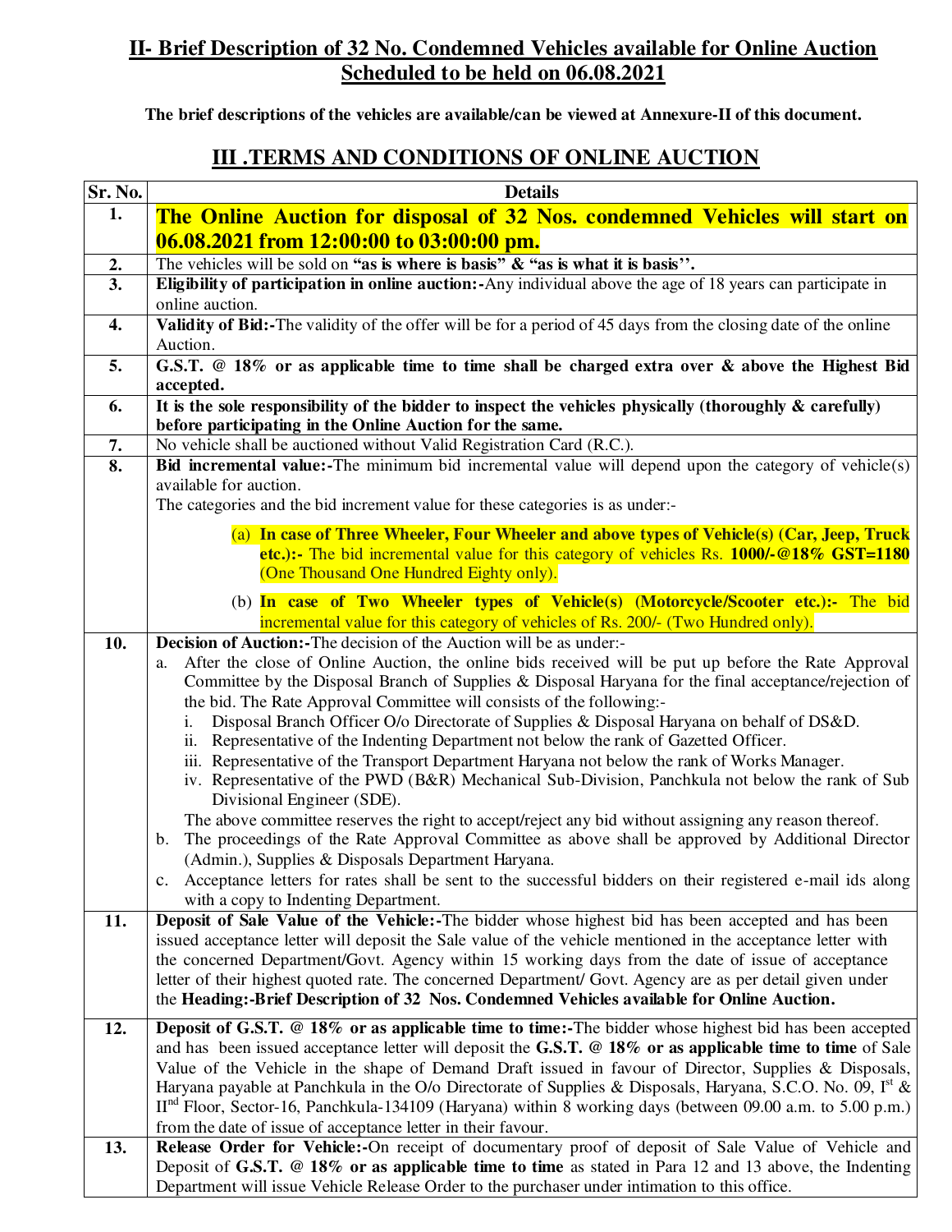## II- Brief Description of 32 No. Condemned Vehicles available for Online Auction Scheduled to be held on 06.08.2021

**The brief descriptions of the vehicles are available/can be viewed at Annexure-II of this document.**

## III .TERMS AND CONDITIONS OF ONLINE AUCTION

| Sr. No. | Details |
|---|---|
| 1. | **The Online Auction for disposal of 32 Nos. condemned Vehicles will start on 06.08.2021 from 12:00:00 to 03:00:00 pm.** |
| 2. | The vehicles will be sold on **"as is where is basis" & "as is what it is basis''.** |
| 3. | **Eligibility of participation in online auction:-**Any individual above the age of 18 years can participate in online auction. |
| 4. | **Validity of Bid:-**The validity of the offer will be for a period of 45 days from the closing date of the online Auction. |
| 5. | **G.S.T. @ 18% or as applicable time to time shall be charged extra over & above the Highest Bid accepted.** |
| 6. | **It is the sole responsibility of the bidder to inspect the vehicles physically (thoroughly & carefully) before participating in the Online Auction for the same.** |
| 7. | No vehicle shall be auctioned without Valid Registration Card (R.C.). |
| 8. | **Bid incremental value:-**The minimum bid incremental value will depend upon the category of vehicle(s) available for auction.<br>The categories and the bid increment value for these categories is as under:-<br>(a) **In case of Three Wheeler, Four Wheeler and above types of Vehicle(s) (Car, Jeep, Truck etc.):-** The bid incremental value for this category of vehicles Rs. **1000/-@18% GST=1180** (One Thousand One Hundred Eighty only).<br>(b) **In case of Two Wheeler types of Vehicle(s) (Motorcycle/Scooter etc.):-** The bid incremental value for this category of vehicles of Rs. 200/- (Two Hundred only). |
| 10. | **Decision of Auction:-**The decision of the Auction will be as under:-<br>a. After the close of Online Auction, the online bids received will be put up before the Rate Approval Committee by the Disposal Branch of Supplies & Disposal Haryana for the final acceptance/rejection of the bid. The Rate Approval Committee will consists of the following:-<br>i. Disposal Branch Officer O/o Directorate of Supplies & Disposal Haryana on behalf of DS&D.<br>ii. Representative of the Indenting Department not below the rank of Gazetted Officer.<br>iii. Representative of the Transport Department Haryana not below the rank of Works Manager.<br>iv. Representative of the PWD (B&R) Mechanical Sub-Division, Panchkula not below the rank of Sub Divisional Engineer (SDE).<br>The above committee reserves the right to accept/reject any bid without assigning any reason thereof.<br>b. The proceedings of the Rate Approval Committee as above shall be approved by Additional Director (Admin.), Supplies & Disposals Department Haryana.<br>c. Acceptance letters for rates shall be sent to the successful bidders on their registered e-mail ids along with a copy to Indenting Department. |
| 11. | **Deposit of Sale Value of the Vehicle:-**The bidder whose highest bid has been accepted and has been issued acceptance letter will deposit the Sale value of the vehicle mentioned in the acceptance letter with the concerned Department/Govt. Agency within 15 working days from the date of issue of acceptance letter of their highest quoted rate. The concerned Department/ Govt. Agency are as per detail given under the **Heading:-Brief Description of 32 Nos. Condemned Vehicles available for Online Auction.** |
| 12. | **Deposit of G.S.T. @ 18% or as applicable time to time:-**The bidder whose highest bid has been accepted and has been issued acceptance letter will deposit the **G.S.T. @ 18% or as applicable time to time** of Sale Value of the Vehicle in the shape of Demand Draft issued in favour of Director, Supplies & Disposals, Haryana payable at Panchkula in the O/o Directorate of Supplies & Disposals, Haryana, S.C.O. No. 09, Ist & IInd Floor, Sector-16, Panchkula-134109 (Haryana) within 8 working days (between 09.00 a.m. to 5.00 p.m.) from the date of issue of acceptance letter in their favour. |
| 13. | **Release Order for Vehicle:-**On receipt of documentary proof of deposit of Sale Value of Vehicle and Deposit of **G.S.T. @ 18% or as applicable time to time** as stated in Para 12 and 13 above, the Indenting Department will issue Vehicle Release Order to the purchaser under intimation to this office. |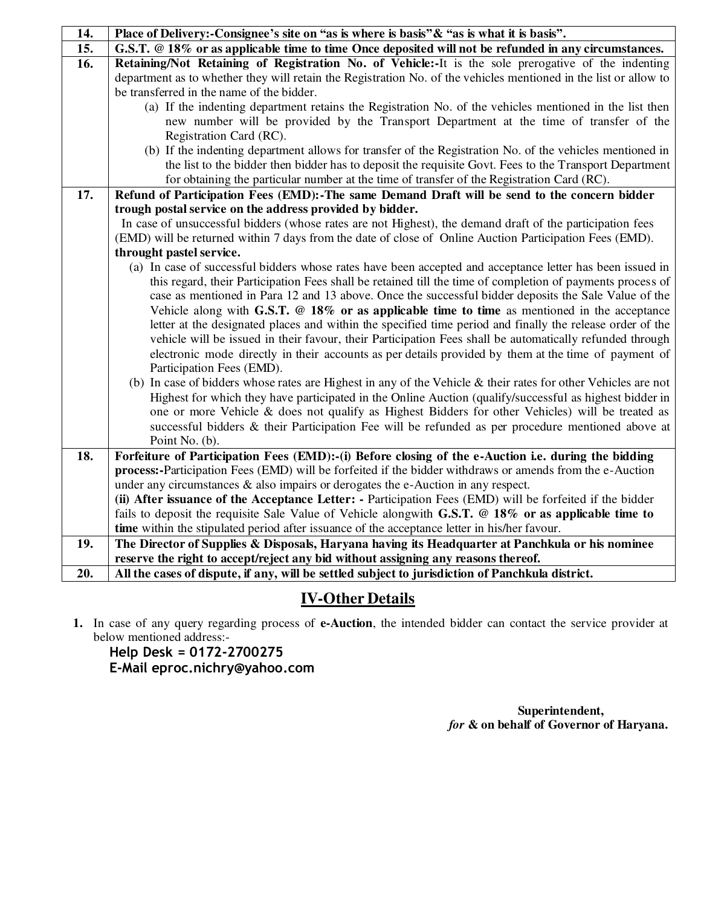| | |
|---|---|
| **14.** | **Place of Delivery:-Consignee's site on "as is where is basis"& "as is what it is basis".** |
| **15.** | **G.S.T. @ 18% or as applicable time to time Once deposited will not be refunded in any circumstances.** |
| **16.** | **Retaining/Not Retaining of Registration No. of Vehicle:-**It is the sole prerogative of the indenting department as to whether they will retain the Registration No. of the vehicles mentioned in the list or allow to be transferred in the name of the bidder.<br>(a) If the indenting department retains the Registration No. of the vehicles mentioned in the list then new number will be provided by the Transport Department at the time of transfer of the Registration Card (RC).<br>(b) If the indenting department allows for transfer of the Registration No. of the vehicles mentioned in the list to the bidder then bidder has to deposit the requisite Govt. Fees to the Transport Department for obtaining the particular number at the time of transfer of the Registration Card (RC). |
| **17.** | **Refund of Participation Fees (EMD):-The same Demand Draft will be send to the concern bidder trough postal service on the address provided by bidder.**<br>In case of unsuccessful bidders (whose rates are not Highest), the demand draft of the participation fees (EMD) will be returned within 7 days from the date of close of Online Auction Participation Fees (EMD). **throught pastel service.**<br>(a) In case of successful bidders whose rates have been accepted and acceptance letter has been issued in this regard, their Participation Fees shall be retained till the time of completion of payments process of case as mentioned in Para 12 and 13 above. Once the successful bidder deposits the Sale Value of the Vehicle along with **G.S.T. @ 18% or as applicable time to time** as mentioned in the acceptance letter at the designated places and within the specified time period and finally the release order of the vehicle will be issued in their favour, their Participation Fees shall be automatically refunded through electronic mode directly in their accounts as per details provided by them at the time of payment of Participation Fees (EMD).<br>(b) In case of bidders whose rates are Highest in any of the Vehicle & their rates for other Vehicles are not Highest for which they have participated in the Online Auction (qualify/successful as highest bidder in one or more Vehicle & does not qualify as Highest Bidders for other Vehicles) will be treated as successful bidders & their Participation Fee will be refunded as per procedure mentioned above at Point No. (b). |
| **18.** | **Forfeiture of Participation Fees (EMD):-(i) Before closing of the e-Auction i.e. during the bidding process:-**Participation Fees (EMD) will be forfeited if the bidder withdraws or amends from the e-Auction under any circumstances & also impairs or derogates the e-Auction in any respect.<br>**(ii) After issuance of the Acceptance Letter: -** Participation Fees (EMD) will be forfeited if the bidder fails to deposit the requisite Sale Value of Vehicle alongwith **G.S.T. @ 18% or as applicable time to time** within the stipulated period after issuance of the acceptance letter in his/her favour. |
| **19.** | **The Director of Supplies & Disposals, Haryana having its Headquarter at Panchkula or his nominee reserve the right to accept/reject any bid without assigning any reasons thereof.** |
| **20.** | **All the cases of dispute, if any, will be settled subject to jurisdiction of Panchkula district.** |

## IV-Other Details

1. In case of any query regarding process of **e-Auction**, the intended bidder can contact the service provider at below mentioned address:-

   **Help Desk = 0172-2700275**
   **E-Mail eproc.nichry@yahoo.com**

**Superintendent,**
***for* & on behalf of Governor of Haryana.**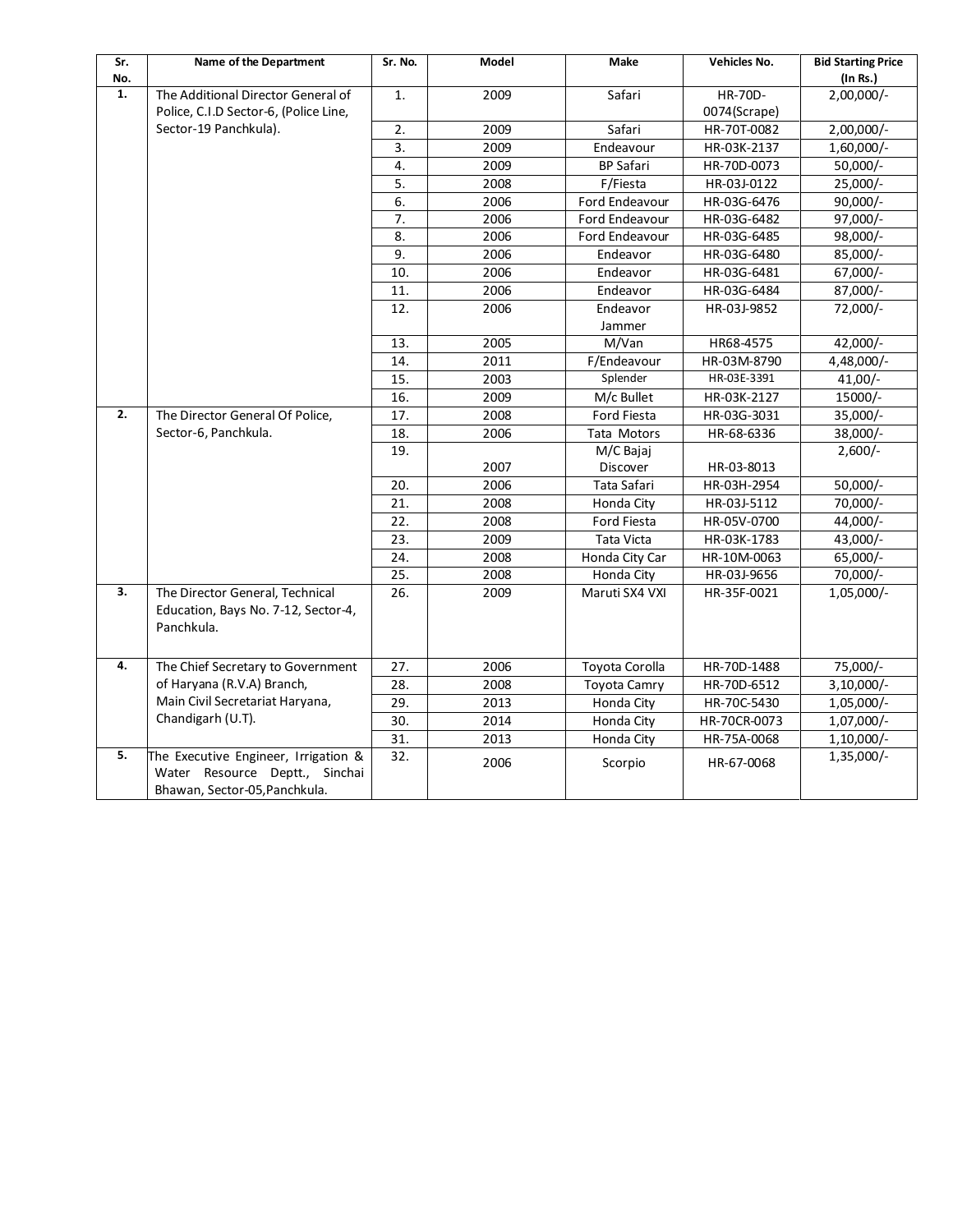| Sr. No. | Name of the Department | Sr. No. | Model | Make | Vehicles No. | Bid Starting Price (In Rs.) |
|---|---|---|---|---|---|---|
| 1. | The Additional Director General of Police, C.I.D Sector-6, (Police Line, Sector-19 Panchkula). | 1. | 2009 | Safari | HR-70D-0074(Scrape) | 2,00,000/- |
| | | 2. | 2009 | Safari | HR-70T-0082 | 2,00,000/- |
| | | 3. | 2009 | Endeavour | HR-03K-2137 | 1,60,000/- |
| | | 4. | 2009 | BP Safari | HR-70D-0073 | 50,000/- |
| | | 5. | 2008 | F/Fiesta | HR-03J-0122 | 25,000/- |
| | | 6. | 2006 | Ford Endeavour | HR-03G-6476 | 90,000/- |
| | | 7. | 2006 | Ford Endeavour | HR-03G-6482 | 97,000/- |
| | | 8. | 2006 | Ford Endeavour | HR-03G-6485 | 98,000/- |
| | | 9. | 2006 | Endeavor | HR-03G-6480 | 85,000/- |
| | | 10. | 2006 | Endeavor | HR-03G-6481 | 67,000/- |
| | | 11. | 2006 | Endeavor | HR-03G-6484 | 87,000/- |
| | | 12. | 2006 | Endeavor Jammer | HR-03J-9852 | 72,000/- |
| | | 13. | 2005 | M/Van | HR68-4575 | 42,000/- |
| | | 14. | 2011 | F/Endeavour | HR-03M-8790 | 4,48,000/- |
| | | 15. | 2003 | Splender | HR-03E-3391 | 41,00/- |
| | | 16. | 2009 | M/c Bullet | HR-03K-2127 | 15000/- |
| 2. | The Director General Of Police, Sector-6, Panchkula. | 17. | 2008 | Ford Fiesta | HR-03G-3031 | 35,000/- |
| | | 18. | 2006 | Tata Motors | HR-68-6336 | 38,000/- |
| | | 19. | 2007 | M/C Bajaj Discover | HR-03-8013 | 2,600/- |
| | | 20. | 2006 | Tata Safari | HR-03H-2954 | 50,000/- |
| | | 21. | 2008 | Honda City | HR-03J-5112 | 70,000/- |
| | | 22. | 2008 | Ford Fiesta | HR-05V-0700 | 44,000/- |
| | | 23. | 2009 | Tata Victa | HR-03K-1783 | 43,000/- |
| | | 24. | 2008 | Honda City Car | HR-10M-0063 | 65,000/- |
| | | 25. | 2008 | Honda City | HR-03J-9656 | 70,000/- |
| 3. | The Director General, Technical Education, Bays No. 7-12, Sector-4, Panchkula. | 26. | 2009 | Maruti SX4 VXI | HR-35F-0021 | 1,05,000/- |
| 4. | The Chief Secretary to Government of Haryana (R.V.A) Branch, Main Civil Secretariat Haryana, Chandigarh (U.T). | 27. | 2006 | Toyota Corolla | HR-70D-1488 | 75,000/- |
| | | 28. | 2008 | Toyota Camry | HR-70D-6512 | 3,10,000/- |
| | | 29. | 2013 | Honda City | HR-70C-5430 | 1,05,000/- |
| | | 30. | 2014 | Honda City | HR-70CR-0073 | 1,07,000/- |
| | | 31. | 2013 | Honda City | HR-75A-0068 | 1,10,000/- |
| 5. | The Executive Engineer, Irrigation & Water Resource Deptt., Sinchai Bhawan, Sector-05,Panchkula. | 32. | 2006 | Scorpio | HR-67-0068 | 1,35,000/- |